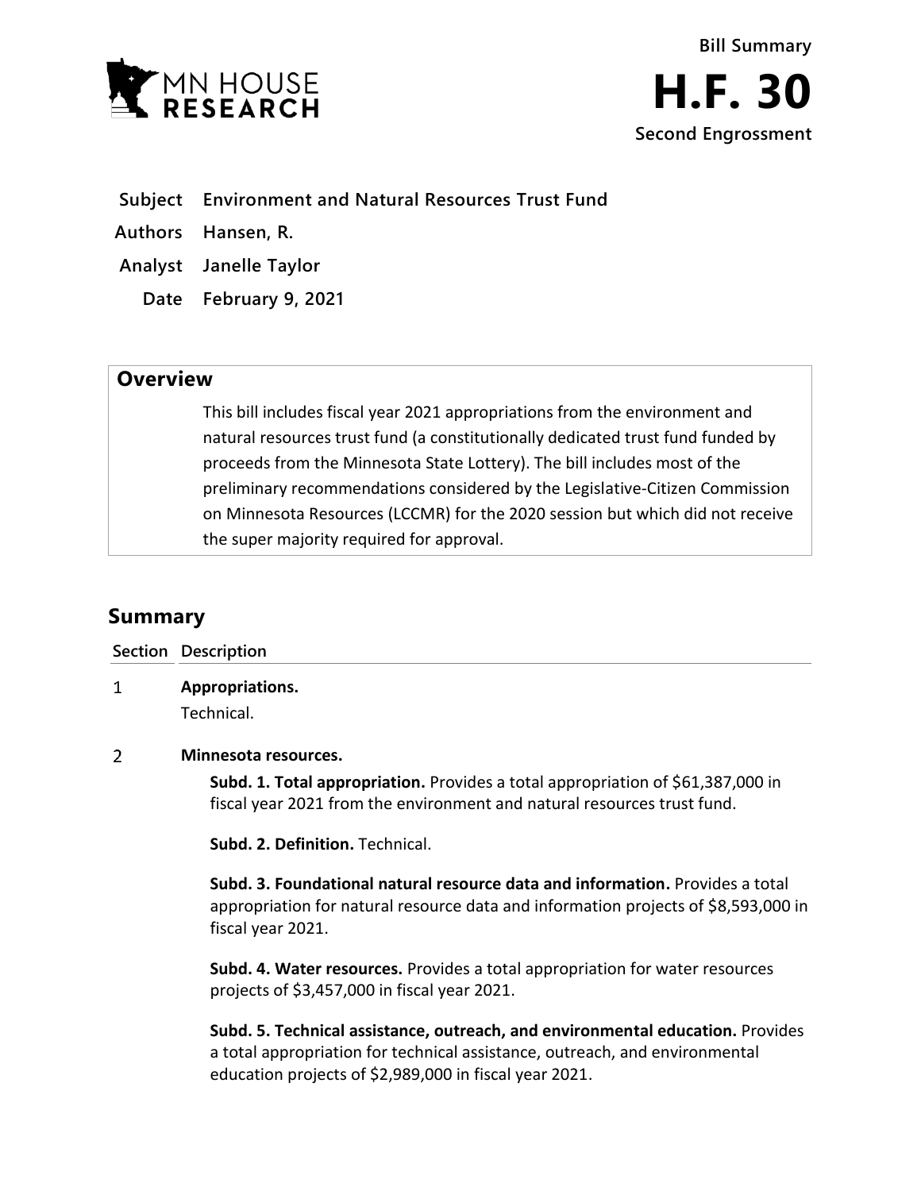MN HOUSE RESEARCH

**Bill Summary**

# H.F. 30

**Second Engrossment**

| | |
|---|---|
| **Subject** | **Environment and Natural Resources Trust Fund** |
| **Authors** | **Hansen, R.** |
| **Analyst** | **Janelle Taylor** |
| **Date** | **February 9, 2021** |

## Overview

This bill includes fiscal year 2021 appropriations from the environment and natural resources trust fund (a constitutionally dedicated trust fund funded by proceeds from the Minnesota State Lottery). The bill includes most of the preliminary recommendations considered by the Legislative-Citizen Commission on Minnesota Resources (LCCMR) for the 2020 session but which did not receive the super majority required for approval.

## Summary

| Section | Description |
|---|---|
| 1 | **Appropriations.**<br>Technical. |
| 2 | **Minnesota resources.**<br>**Subd. 1. Total appropriation.** Provides a total appropriation of $61,387,000 in fiscal year 2021 from the environment and natural resources trust fund.<br><br>**Subd. 2. Definition.** Technical.<br><br>**Subd. 3. Foundational natural resource data and information.** Provides a total appropriation for natural resource data and information projects of $8,593,000 in fiscal year 2021.<br><br>**Subd. 4. Water resources.** Provides a total appropriation for water resources projects of $3,457,000 in fiscal year 2021.<br><br>**Subd. 5. Technical assistance, outreach, and environmental education.** Provides a total appropriation for technical assistance, outreach, and environmental education projects of $2,989,000 in fiscal year 2021. |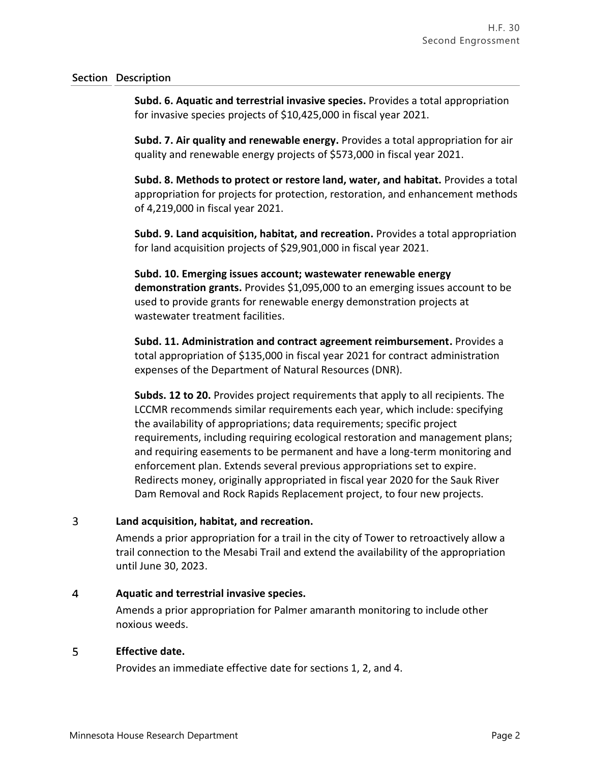| Section | Description |
|---|---|
| | **Subd. 6. Aquatic and terrestrial invasive species.** Provides a total appropriation for invasive species projects of $10,425,000 in fiscal year 2021. |
| | **Subd. 7. Air quality and renewable energy.** Provides a total appropriation for air quality and renewable energy projects of $573,000 in fiscal year 2021. |
| | **Subd. 8. Methods to protect or restore land, water, and habitat.** Provides a total appropriation for projects for protection, restoration, and enhancement methods of 4,219,000 in fiscal year 2021. |
| | **Subd. 9. Land acquisition, habitat, and recreation.** Provides a total appropriation for land acquisition projects of $29,901,000 in fiscal year 2021. |
| | **Subd. 10. Emerging issues account; wastewater renewable energy demonstration grants.** Provides $1,095,000 to an emerging issues account to be used to provide grants for renewable energy demonstration projects at wastewater treatment facilities. |
| | **Subd. 11. Administration and contract agreement reimbursement.** Provides a total appropriation of $135,000 in fiscal year 2021 for contract administration expenses of the Department of Natural Resources (DNR). |
| | **Subds. 12 to 20.** Provides project requirements that apply to all recipients. The LCCMR recommends similar requirements each year, which include: specifying the availability of appropriations; data requirements; specific project requirements, including requiring ecological restoration and management plans; and requiring easements to be permanent and have a long-term monitoring and enforcement plan. Extends several previous appropriations set to expire. Redirects money, originally appropriated in fiscal year 2020 for the Sauk River Dam Removal and Rock Rapids Replacement project, to four new projects. |
| 3 | **Land acquisition, habitat, and recreation.**<br>Amends a prior appropriation for a trail in the city of Tower to retroactively allow a trail connection to the Mesabi Trail and extend the availability of the appropriation until June 30, 2023. |
| 4 | **Aquatic and terrestrial invasive species.**<br>Amends a prior appropriation for Palmer amaranth monitoring to include other noxious weeds. |
| 5 | **Effective date.**<br>Provides an immediate effective date for sections 1, 2, and 4. |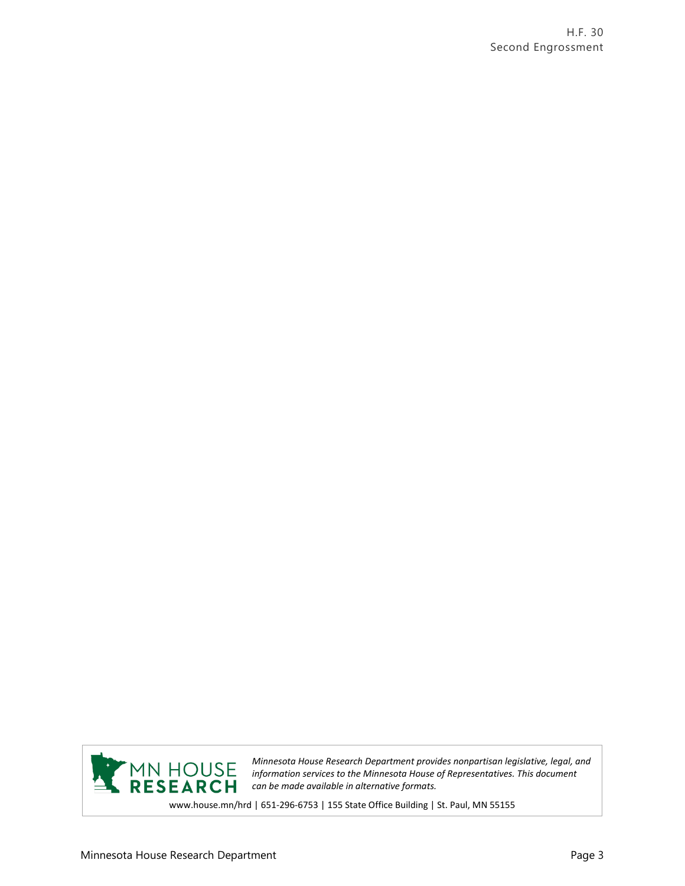Minnesota House Research Department provides nonpartisan legislative, legal, and information services to the Minnesota House of Representatives. This document can be made available in alternative formats.

www.house.mn/hrd | 651-296-6753 | 155 State Office Building | St. Paul, MN 55155